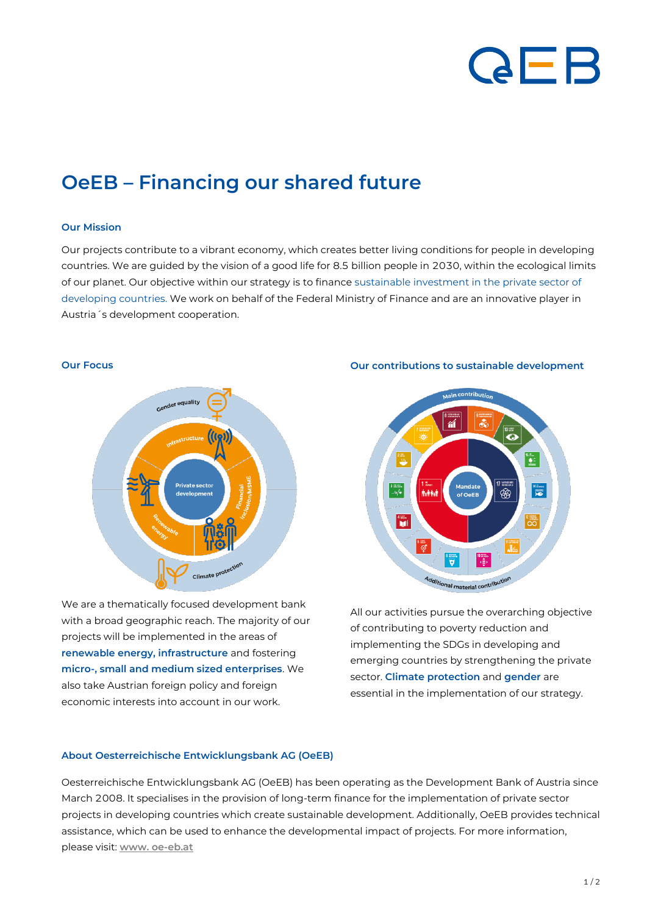# OeEB – Financing our shared future

### Our Mission

Our projects contribute to a vibrant economy, which creates better living conditions for people in developing countries. We are guided by the vision of a good life for 8.5 billion people in 2030, within the ecological limits of our planet. Our objective within our strategy is to finance sustainable investment in the private sector of developing countries. We work on behalf of the Federal Ministry of Finance and are an innovative player in Austria´s development cooperation.

### Our Focus

We are a thematically focused development bank with a broad geographic reach. The majority of our projects will be implemented in the areas of **renewable energy, infrastructure** and fostering **micro-, small and medium sized enterprises**. We also take Austrian foreign policy and foreign economic interests into account in our work.

### Our contributions to sustainable development

All our activities pursue the overarching objective of contributing to poverty reduction and implementing the SDGs in developing and emerging countries by strengthening the private sector. **Climate protection** and **gender** are essential in the implementation of our strategy.

### About Oesterreichische Entwicklungsbank AG (OeEB)

Oesterreichische Entwicklungsbank AG (OeEB) has been operating as the Development Bank of Austria since March 2008. It specialises in the provision of long-term finance for the implementation of private sector projects in developing countries which create sustainable development. Additionally, OeEB provides technical assistance, which can be used to enhance the developmental impact of projects. For more information, please visit: www. oe-eb.at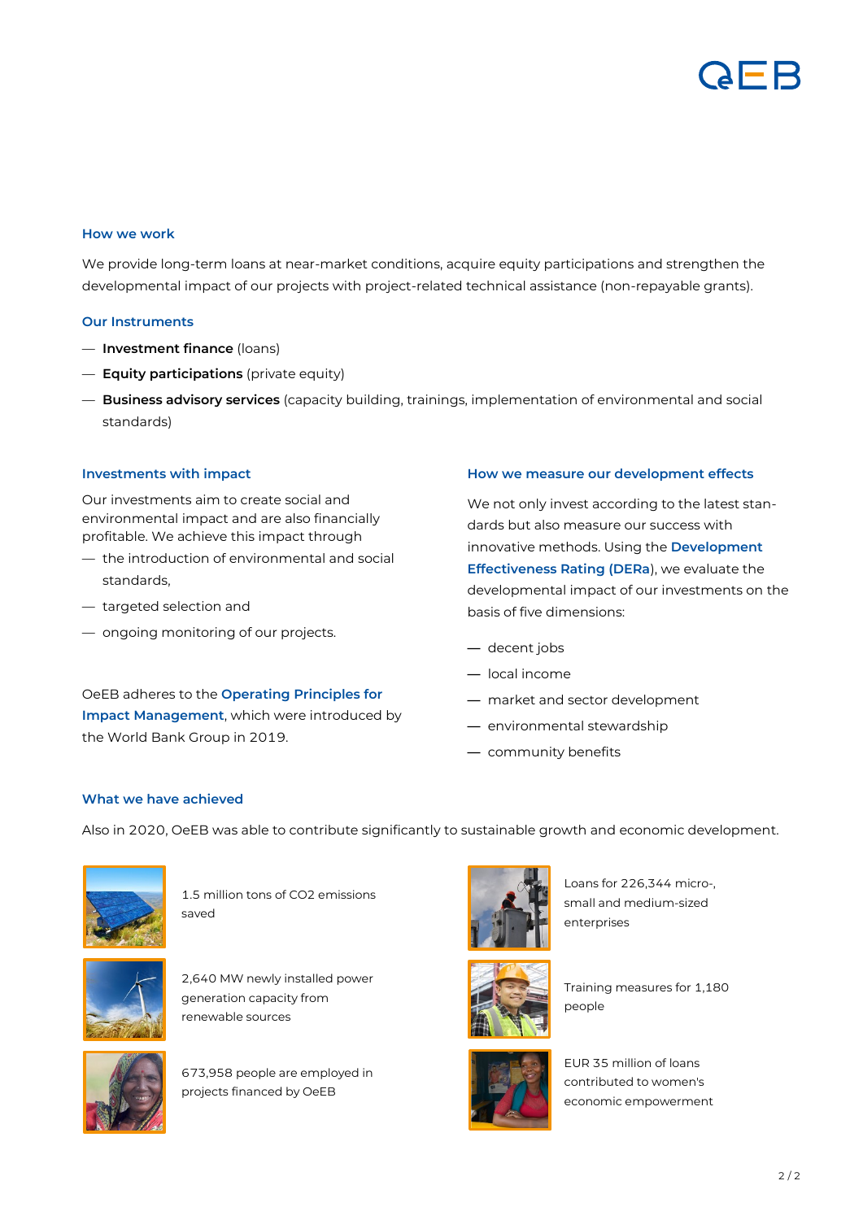## How we work

We provide long-term loans at near-market conditions, acquire equity participations and strengthen the developmental impact of our projects with project-related technical assistance (non-repayable grants).

## Our Instruments

- **Investment finance** (loans)
- **Equity participations** (private equity)
- **Business advisory services** (capacity building, trainings, implementation of environmental and social standards)

## Investments with impact

Our investments aim to create social and environmental impact and are also financially profitable. We achieve this impact through

- the introduction of environmental and social standards,
- targeted selection and
- ongoing monitoring of our projects.

OeEB adheres to the **Operating Principles for Impact Management**, which were introduced by the World Bank Group in 2019.

## How we measure our development effects

We not only invest according to the latest standards but also measure our success with innovative methods. Using the **Development Effectiveness Rating (DERa)**, we evaluate the developmental impact of our investments on the basis of five dimensions:

- decent jobs
- local income
- market and sector development
- environmental stewardship
- community benefits

## What we have achieved

Also in 2020, OeEB was able to contribute significantly to sustainable growth and economic development.

1.5 million tons of CO2 emissions saved

2,640 MW newly installed power generation capacity from renewable sources

673,958 people are employed in projects financed by OeEB

Loans for 226,344 micro-, small and medium-sized enterprises

Training measures for 1,180 people

EUR 35 million of loans contributed to women's economic empowerment